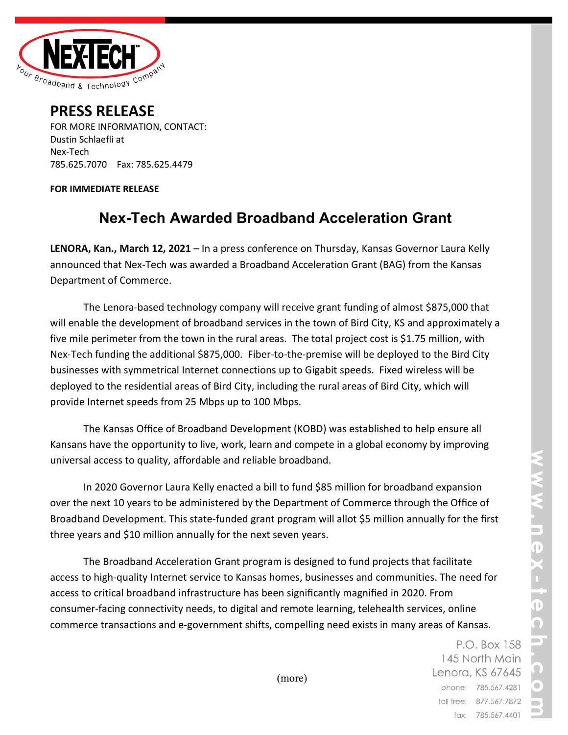# PRESS RELEASE

FOR MORE INFORMATION, CONTACT:
Dustin Schlaefli at
Nex-Tech
785.625.7070 Fax: 785.625.4479

**FOR IMMEDIATE RELEASE**

## Nex-Tech Awarded Broadband Acceleration Grant

**LENORA, Kan., March 12, 2021** – In a press conference on Thursday, Kansas Governor Laura Kelly announced that Nex-Tech was awarded a Broadband Acceleration Grant (BAG) from the Kansas Department of Commerce.

The Lenora-based technology company will receive grant funding of almost $875,000 that will enable the development of broadband services in the town of Bird City, KS and approximately a five mile perimeter from the town in the rural areas. The total project cost is $1.75 million, with Nex-Tech funding the additional $875,000. Fiber-to-the-premise will be deployed to the Bird City businesses with symmetrical Internet connections up to Gigabit speeds. Fixed wireless will be deployed to the residential areas of Bird City, including the rural areas of Bird City, which will provide Internet speeds from 25 Mbps up to 100 Mbps.

The Kansas Office of Broadband Development (KOBD) was established to help ensure all Kansans have the opportunity to live, work, learn and compete in a global economy by improving universal access to quality, affordable and reliable broadband.

In 2020 Governor Laura Kelly enacted a bill to fund $85 million for broadband expansion over the next 10 years to be administered by the Department of Commerce through the Office of Broadband Development. This state-funded grant program will allot $5 million annually for the first three years and $10 million annually for the next seven years.

The Broadband Acceleration Grant program is designed to fund projects that facilitate access to high-quality Internet service to Kansas homes, businesses and communities. The need for access to critical broadband infrastructure has been significantly magnified in 2020. From consumer-facing connectivity needs, to digital and remote learning, telehealth services, online commerce transactions and e-government shifts, compelling need exists in many areas of Kansas.

(more)

P.O. Box 158
145 North Main
Lenora, KS 67645
phone: 785.567.4281
toll free: 877.567.7872
fax: 785.567.4401

www.nex-tech.com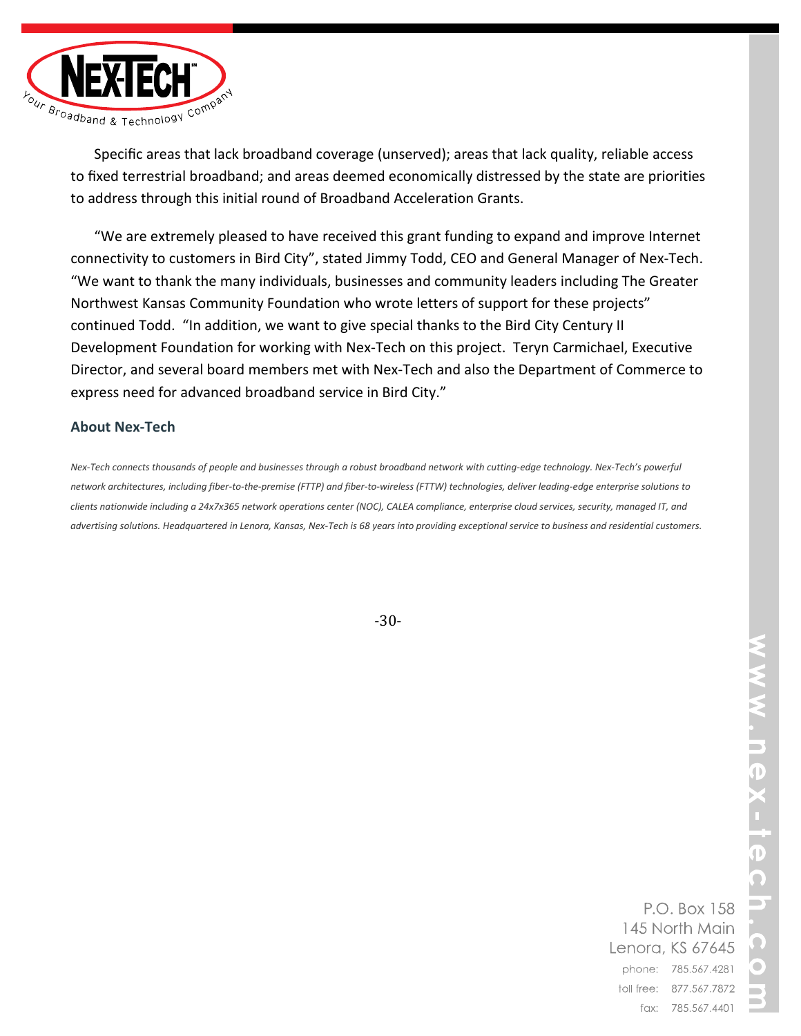Specific areas that lack broadband coverage (unserved); areas that lack quality, reliable access to fixed terrestrial broadband; and areas deemed economically distressed by the state are priorities to address through this initial round of Broadband Acceleration Grants.

"We are extremely pleased to have received this grant funding to expand and improve Internet connectivity to customers in Bird City", stated Jimmy Todd, CEO and General Manager of Nex-Tech. "We want to thank the many individuals, businesses and community leaders including The Greater Northwest Kansas Community Foundation who wrote letters of support for these projects" continued Todd. "In addition, we want to give special thanks to the Bird City Century II Development Foundation for working with Nex-Tech on this project. Teryn Carmichael, Executive Director, and several board members met with Nex-Tech and also the Department of Commerce to express need for advanced broadband service in Bird City."

## About Nex-Tech

*Nex-Tech connects thousands of people and businesses through a robust broadband network with cutting-edge technology. Nex-Tech's powerful network architectures, including fiber-to-the-premise (FTTP) and fiber-to-wireless (FTTW) technologies, deliver leading-edge enterprise solutions to clients nationwide including a 24x7x365 network operations center (NOC), CALEA compliance, enterprise cloud services, security, managed IT, and advertising solutions. Headquartered in Lenora, Kansas, Nex-Tech is 68 years into providing exceptional service to business and residential customers.*

-30-

P.O. Box 158
145 North Main
Lenora, KS 67645
phone: 785.567.4281
toll free: 877.567.7872
fax: 785.567.4401

www.nex-tech.com